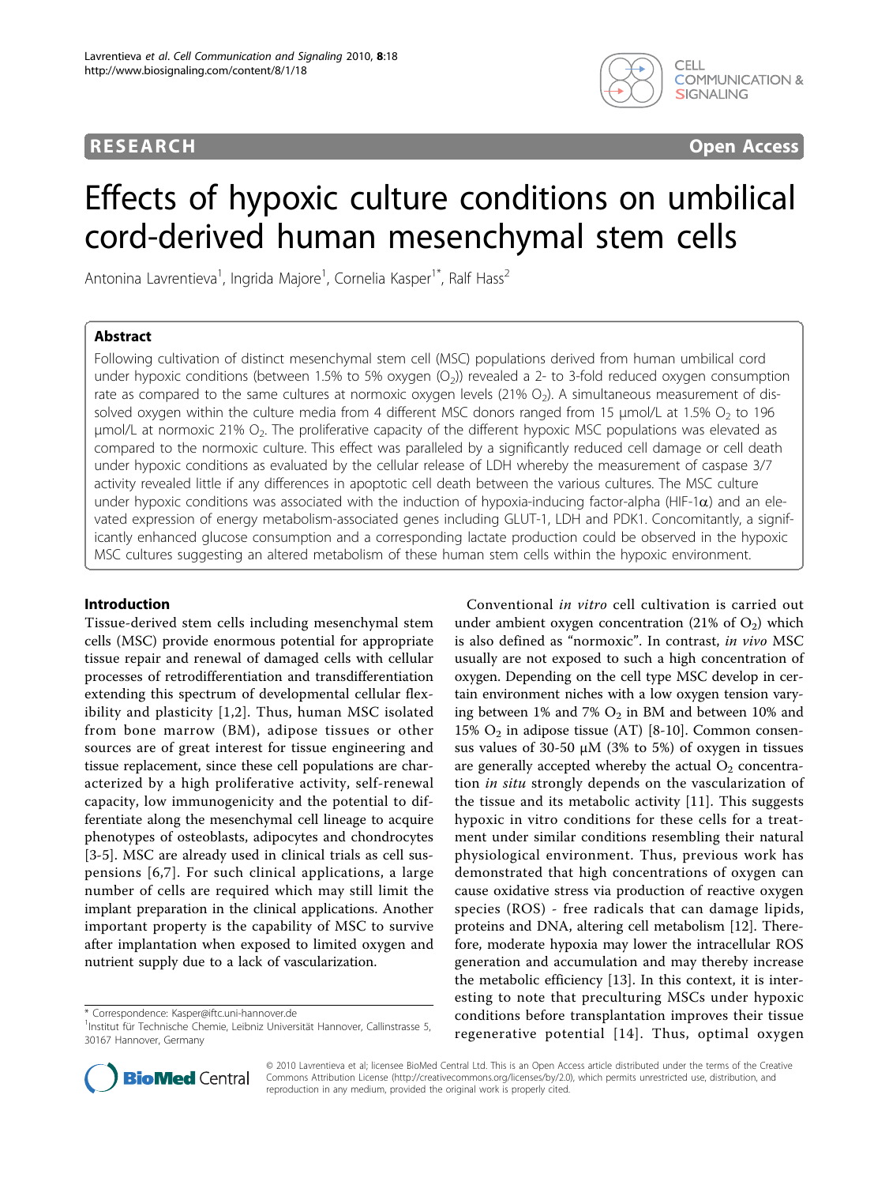RESEARCH Open Access

# Effects of hypoxic culture conditions on umbilical cord-derived human mesenchymal stem cells

Antonina Lavrentieva[1], Ingrida Majore[1], Cornelia Kasper[1*], Ralf Hass[2]

## Abstract

Following cultivation of distinct mesenchymal stem cell (MSC) populations derived from human umbilical cord under hypoxic conditions (between 1.5% to 5% oxygen ($O_2$)) revealed a 2- to 3-fold reduced oxygen consumption rate as compared to the same cultures at normoxic oxygen levels (21% $O_2$). A simultaneous measurement of dissolved oxygen within the culture media from 4 different MSC donors ranged from 15 μmol/L at 1.5% $O_2$ to 196 μmol/L at normoxic 21% $O_2$. The proliferative capacity of the different hypoxic MSC populations was elevated as compared to the normoxic culture. This effect was paralleled by a significantly reduced cell damage or cell death under hypoxic conditions as evaluated by the cellular release of LDH whereby the measurement of caspase 3/7 activity revealed little if any differences in apoptotic cell death between the various cultures. The MSC culture under hypoxic conditions was associated with the induction of hypoxia-inducing factor-alpha (HIF-1α) and an elevated expression of energy metabolism-associated genes including GLUT-1, LDH and PDK1. Concomitantly, a significantly enhanced glucose consumption and a corresponding lactate production could be observed in the hypoxic MSC cultures suggesting an altered metabolism of these human stem cells within the hypoxic environment.

## Introduction

Tissue-derived stem cells including mesenchymal stem cells (MSC) provide enormous potential for appropriate tissue repair and renewal of damaged cells with cellular processes of retrodifferentiation and transdifferentiation extending this spectrum of developmental cellular flexibility and plasticity [1,2]. Thus, human MSC isolated from bone marrow (BM), adipose tissues or other sources are of great interest for tissue engineering and tissue replacement, since these cell populations are characterized by a high proliferative activity, self-renewal capacity, low immunogenicity and the potential to differentiate along the mesenchymal cell lineage to acquire phenotypes of osteoblasts, adipocytes and chondrocytes [3-5]. MSC are already used in clinical trials as cell suspensions [6,7]. For such clinical applications, a large number of cells are required which may still limit the implant preparation in the clinical applications. Another important property is the capability of MSC to survive after implantation when exposed to limited oxygen and nutrient supply due to a lack of vascularization.

Conventional *in vitro* cell cultivation is carried out under ambient oxygen concentration (21% of $O_2$) which is also defined as "normoxic". In contrast, *in vivo* MSC usually are not exposed to such a high concentration of oxygen. Depending on the cell type MSC develop in certain environment niches with a low oxygen tension varying between 1% and 7% $O_2$ in BM and between 10% and 15% $O_2$ in adipose tissue (AT) [8-10]. Common consensus values of 30-50 μM (3% to 5%) of oxygen in tissues are generally accepted whereby the actual $O_2$ concentration *in situ* strongly depends on the vascularization of the tissue and its metabolic activity [11]. This suggests hypoxic in vitro conditions for these cells for a treatment under similar conditions resembling their natural physiological environment. Thus, previous work has demonstrated that high concentrations of oxygen can cause oxidative stress via production of reactive oxygen species (ROS) - free radicals that can damage lipids, proteins and DNA, altering cell metabolism [12]. Therefore, moderate hypoxia may lower the intracellular ROS generation and accumulation and may thereby increase the metabolic efficiency [13]. In this context, it is interesting to note that preculturing MSCs under hypoxic conditions before transplantation improves their tissue regenerative potential [14]. Thus, optimal oxygen

\* Correspondence: Kasper@iftc.uni-hannover.de
[1]Institut für Technische Chemie, Leibniz Universität Hannover, Callinstrasse 5, 30167 Hannover, Germany

© 2010 Lavrentieva et al; licensee BioMed Central Ltd. This is an Open Access article distributed under the terms of the Creative Commons Attribution License (http://creativecommons.org/licenses/by/2.0), which permits unrestricted use, distribution, and reproduction in any medium, provided the original work is properly cited.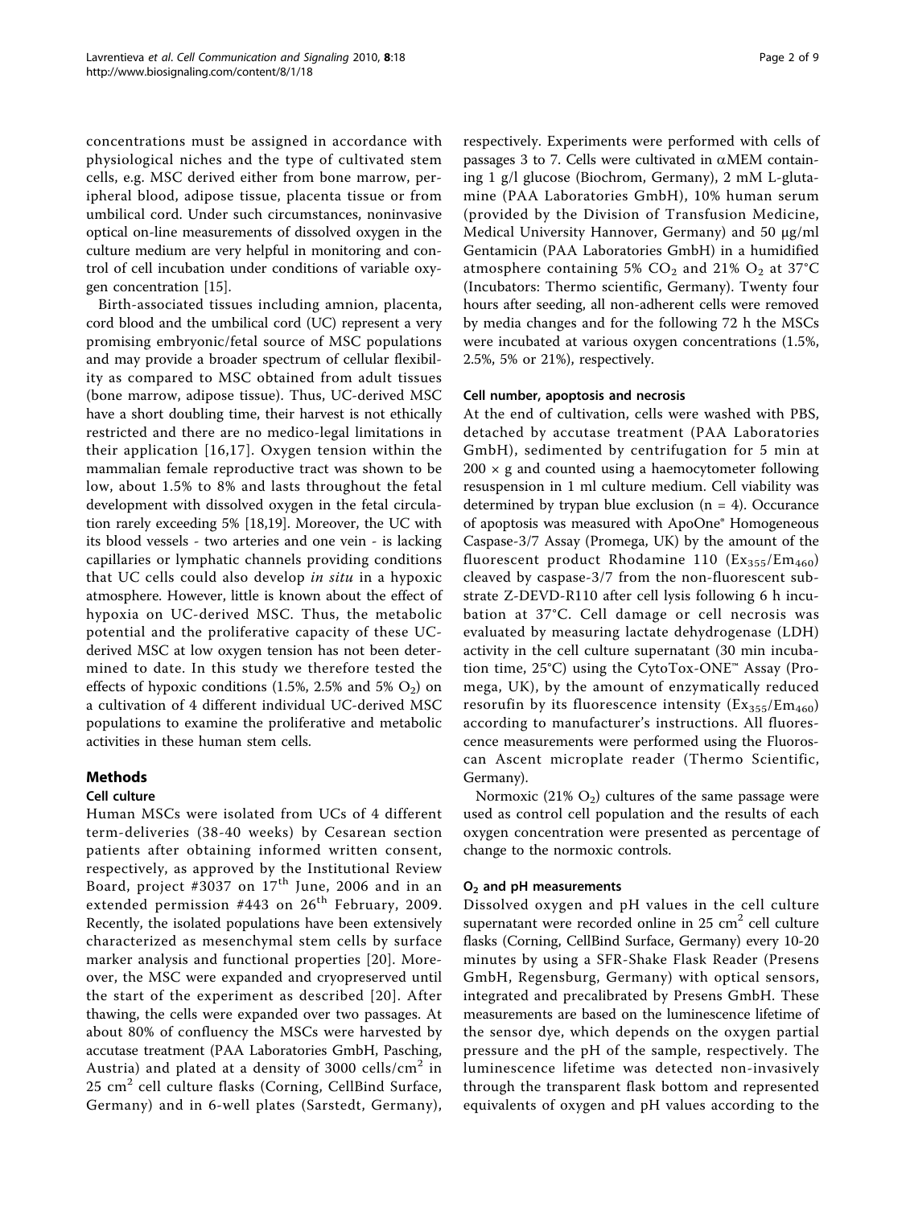concentrations must be assigned in accordance with physiological niches and the type of cultivated stem cells, e.g. MSC derived either from bone marrow, peripheral blood, adipose tissue, placenta tissue or from umbilical cord. Under such circumstances, noninvasive optical on-line measurements of dissolved oxygen in the culture medium are very helpful in monitoring and control of cell incubation under conditions of variable oxygen concentration [15].

Birth-associated tissues including amnion, placenta, cord blood and the umbilical cord (UC) represent a very promising embryonic/fetal source of MSC populations and may provide a broader spectrum of cellular flexibility as compared to MSC obtained from adult tissues (bone marrow, adipose tissue). Thus, UC-derived MSC have a short doubling time, their harvest is not ethically restricted and there are no medico-legal limitations in their application [16,17]. Oxygen tension within the mammalian female reproductive tract was shown to be low, about 1.5% to 8% and lasts throughout the fetal development with dissolved oxygen in the fetal circulation rarely exceeding 5% [18,19]. Moreover, the UC with its blood vessels - two arteries and one vein - is lacking capillaries or lymphatic channels providing conditions that UC cells could also develop *in situ* in a hypoxic atmosphere. However, little is known about the effect of hypoxia on UC-derived MSC. Thus, the metabolic potential and the proliferative capacity of these UC-derived MSC at low oxygen tension has not been determined to date. In this study we therefore tested the effects of hypoxic conditions (1.5%, 2.5% and 5% $O_2$) on a cultivation of 4 different individual UC-derived MSC populations to examine the proliferative and metabolic activities in these human stem cells.

## Methods

### Cell culture

Human MSCs were isolated from UCs of 4 different term-deliveries (38-40 weeks) by Cesarean section patients after obtaining informed written consent, respectively, as approved by the Institutional Review Board, project #3037 on 17th June, 2006 and in an extended permission #443 on 26th February, 2009. Recently, the isolated populations have been extensively characterized as mesenchymal stem cells by surface marker analysis and functional properties [20]. Moreover, the MSC were expanded and cryopreserved until the start of the experiment as described [20]. After thawing, the cells were expanded over two passages. At about 80% of confluency the MSCs were harvested by accutase treatment (PAA Laboratories GmbH, Pasching, Austria) and plated at a density of 3000 cells/$cm^2$ in 25 $cm^2$ cell culture flasks (Corning, CellBind Surface, Germany) and in 6-well plates (Sarstedt, Germany), respectively. Experiments were performed with cells of passages 3 to 7. Cells were cultivated in $\alpha$MEM containing 1 g/l glucose (Biochrom, Germany), 2 mM L-glutamine (PAA Laboratories GmbH), 10% human serum (provided by the Division of Transfusion Medicine, Medical University Hannover, Germany) and 50 μg/ml Gentamicin (PAA Laboratories GmbH) in a humidified atmosphere containing 5% $CO_2$ and 21% $O_2$ at 37°C (Incubators: Thermo scientific, Germany). Twenty four hours after seeding, all non-adherent cells were removed by media changes and for the following 72 h the MSCs were incubated at various oxygen concentrations (1.5%, 2.5%, 5% or 21%), respectively.

### Cell number, apoptosis and necrosis

At the end of cultivation, cells were washed with PBS, detached by accutase treatment (PAA Laboratories GmbH), sedimented by centrifugation for 5 min at 200 × g and counted using a haemocytometer following resuspension in 1 ml culture medium. Cell viability was determined by trypan blue exclusion (n = 4). Occurance of apoptosis was measured with ApoOne® Homogeneous Caspase-3/7 Assay (Promega, UK) by the amount of the fluorescent product Rhodamine 110 ($Ex_{355}/Em_{460}$) cleaved by caspase-3/7 from the non-fluorescent substrate Z-DEVD-R110 after cell lysis following 6 h incubation at 37°C. Cell damage or cell necrosis was evaluated by measuring lactate dehydrogenase (LDH) activity in the cell culture supernatant (30 min incubation time, 25°C) using the CytoTox-ONE™ Assay (Promega, UK), by the amount of enzymatically reduced resorufin by its fluorescence intensity ($Ex_{355}/Em_{460}$) according to manufacturer's instructions. All fluorescence measurements were performed using the Fluoroscan Ascent microplate reader (Thermo Scientific, Germany).

Normoxic (21% $O_2$) cultures of the same passage were used as control cell population and the results of each oxygen concentration were presented as percentage of change to the normoxic controls.

### $O_2$ and pH measurements

Dissolved oxygen and pH values in the cell culture supernatant were recorded online in 25 $cm^2$ cell culture flasks (Corning, CellBind Surface, Germany) every 10-20 minutes by using a SFR-Shake Flask Reader (Presens GmbH, Regensburg, Germany) with optical sensors, integrated and precalibrated by Presens GmbH. These measurements are based on the luminescence lifetime of the sensor dye, which depends on the oxygen partial pressure and the pH of the sample, respectively. The luminescence lifetime was detected non-invasively through the transparent flask bottom and represented equivalents of oxygen and pH values according to the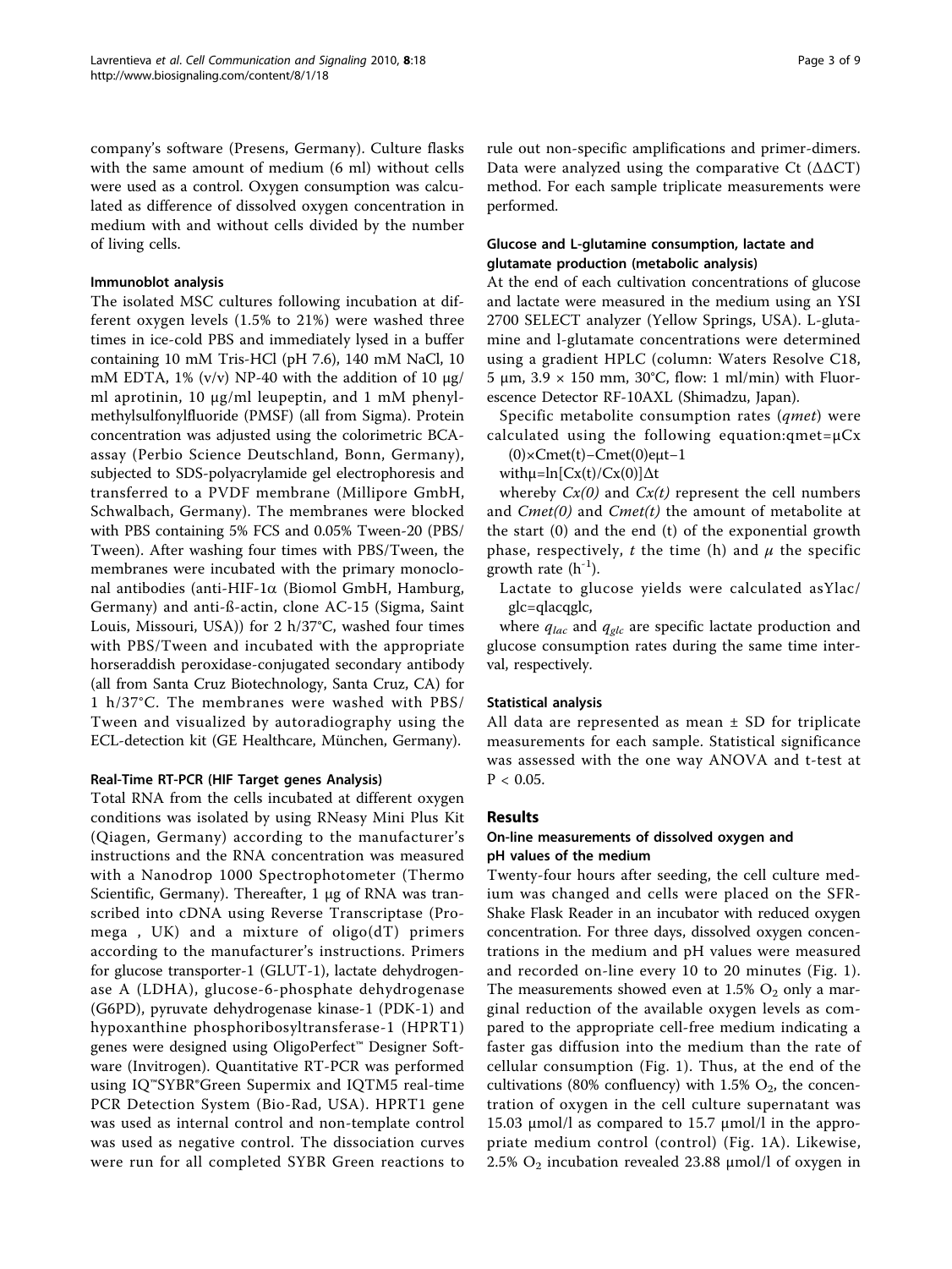company's software (Presens, Germany). Culture flasks with the same amount of medium (6 ml) without cells were used as a control. Oxygen consumption was calculated as difference of dissolved oxygen concentration in medium with and without cells divided by the number of living cells.

#### Immunoblot analysis

The isolated MSC cultures following incubation at different oxygen levels (1.5% to 21%) were washed three times in ice-cold PBS and immediately lysed in a buffer containing 10 mM Tris-HCl (pH 7.6), 140 mM NaCl, 10 mM EDTA, 1% (v/v) NP-40 with the addition of 10 μg/ml aprotinin, 10 μg/ml leupeptin, and 1 mM phenylmethylsulfonylfluoride (PMSF) (all from Sigma). Protein concentration was adjusted using the colorimetric BCA-assay (Perbio Science Deutschland, Bonn, Germany), subjected to SDS-polyacrylamide gel electrophoresis and transferred to a PVDF membrane (Millipore GmbH, Schwalbach, Germany). The membranes were blocked with PBS containing 5% FCS and 0.05% Tween-20 (PBS/Tween). After washing four times with PBS/Tween, the membranes were incubated with the primary monoclonal antibodies (anti-HIF-1α (Biomol GmbH, Hamburg, Germany) and anti-ß-actin, clone AC-15 (Sigma, Saint Louis, Missouri, USA)) for 2 h/37°C, washed four times with PBS/Tween and incubated with the appropriate horseraddish peroxidase-conjugated secondary antibody (all from Santa Cruz Biotechnology, Santa Cruz, CA) for 1 h/37°C. The membranes were washed with PBS/Tween and visualized by autoradiography using the ECL-detection kit (GE Healthcare, München, Germany).

#### Real-Time RT-PCR (HIF Target genes Analysis)

Total RNA from the cells incubated at different oxygen conditions was isolated by using RNeasy Mini Plus Kit (Qiagen, Germany) according to the manufacturer's instructions and the RNA concentration was measured with a Nanodrop 1000 Spectrophotometer (Thermo Scientific, Germany). Thereafter, 1 μg of RNA was transcribed into cDNA using Reverse Transcriptase (Promega , UK) and a mixture of oligo(dT) primers according to the manufacturer's instructions. Primers for glucose transporter-1 (GLUT-1), lactate dehydrogenase A (LDHA), glucose-6-phosphate dehydrogenase (G6PD), pyruvate dehydrogenase kinase-1 (PDK-1) and hypoxanthine phosphoribosyltransferase-1 (HPRT1) genes were designed using OligoPerfect™ Designer Software (Invitrogen). Quantitative RT-PCR was performed using IQ™SYBR®Green Supermix and IQTM5 real-time PCR Detection System (Bio-Rad, USA). HPRT1 gene was used as internal control and non-template control was used as negative control. The dissociation curves were run for all completed SYBR Green reactions to rule out non-specific amplifications and primer-dimers. Data were analyzed using the comparative Ct (ΔΔCT) method. For each sample triplicate measurements were performed.

#### Glucose and L-glutamine consumption, lactate and glutamate production (metabolic analysis)

At the end of each cultivation concentrations of glucose and lactate were measured in the medium using an YSI 2700 SELECT analyzer (Yellow Springs, USA). L-glutamine and l-glutamate concentrations were determined using a gradient HPLC (column: Waters Resolve C18, 5 μm, 3.9 × 150 mm, 30°C, flow: 1 ml/min) with Fluorescence Detector RF-10AXL (Shimadzu, Japan).

Specific metabolite consumption rates (*qmet*) were calculated using the following equation:

$$q_{met} = \frac{\mu}{C_x(0)} \times \frac{C_{met}(t) - C_{met}(0)}{e^{\mu t} - 1}$$

with

$$\mu = \ln[C_x(t)/C_x(0)]/\Delta t$$

whereby $C_x(0)$ and $C_x(t)$ represent the cell numbers and $C_{met}(0)$ and $C_{met}(t)$ the amount of metabolite at the start (0) and the end (t) of the exponential growth phase, respectively, $t$ the time (h) and $\mu$ the specific growth rate ($h^{-1}$).

Lactate to glucose yields were calculated as

$$Y_{lac/glc} = \frac{q_{lac}}{q_{glc}}$$

where $q_{lac}$ and $q_{glc}$ are specific lactate production and glucose consumption rates during the same time interval, respectively.

#### Statistical analysis

All data are represented as mean ± SD for triplicate measurements for each sample. Statistical significance was assessed with the one way ANOVA and t-test at $P < 0.05$.

## Results

### On-line measurements of dissolved oxygen and pH values of the medium

Twenty-four hours after seeding, the cell culture medium was changed and cells were placed on the SFR-Shake Flask Reader in an incubator with reduced oxygen concentration. For three days, dissolved oxygen concentrations in the medium and pH values were measured and recorded on-line every 10 to 20 minutes (Fig. 1). The measurements showed even at 1.5% $O_2$ only a marginal reduction of the available oxygen levels as compared to the appropriate cell-free medium indicating a faster gas diffusion into the medium than the rate of cellular consumption (Fig. 1). Thus, at the end of the cultivations (80% confluency) with 1.5% $O_2$, the concentration of oxygen in the cell culture supernatant was 15.03 μmol/l as compared to 15.7 μmol/l in the appropriate medium control (control) (Fig. 1A). Likewise, 2.5% $O_2$ incubation revealed 23.88 μmol/l of oxygen in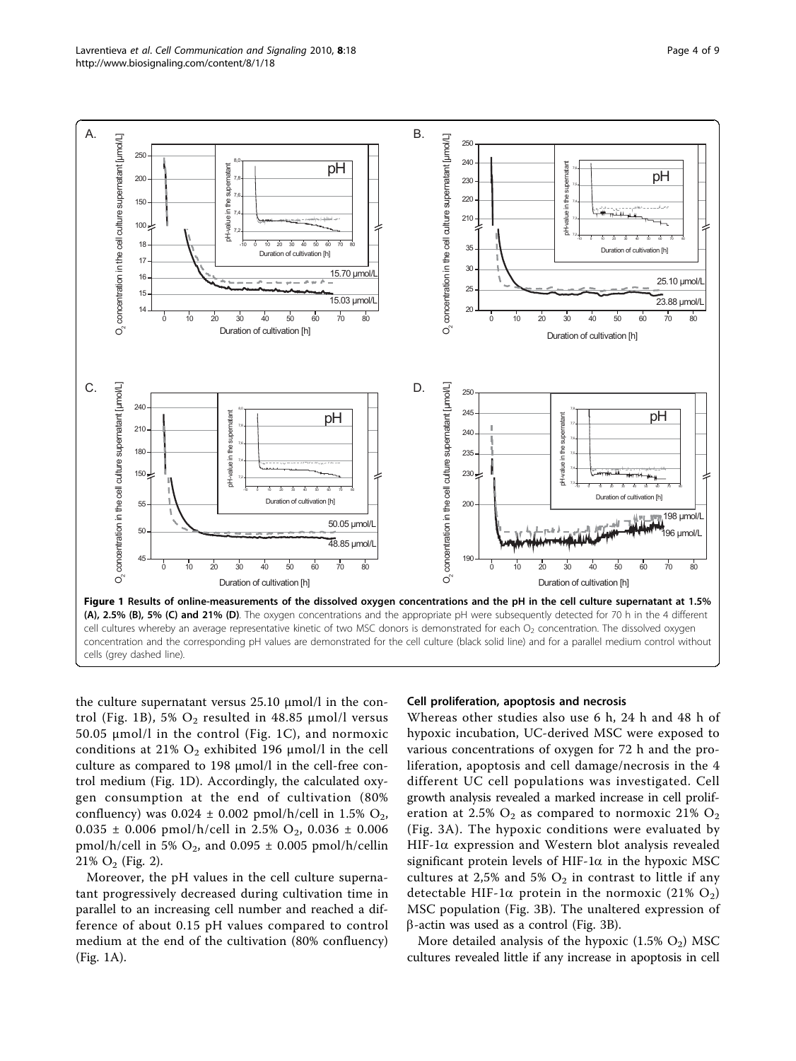**Figure 1 Results of online-measurements of the dissolved oxygen concentrations and the pH in the cell culture supernatant at 1.5% (A), 2.5% (B), 5% (C) and 21% (D)**. The oxygen concentrations and the appropriate pH were subsequently detected for 70 h in the 4 different cell cultures whereby an average representative kinetic of two MSC donors is demonstrated for each $O_2$ concentration. The dissolved oxygen concentration and the corresponding pH values are demonstrated for the cell culture (black solid line) and for a parallel medium control without cells (grey dashed line).

the culture supernatant versus 25.10 μmol/l in the control (Fig. 1B), 5% $O_2$ resulted in 48.85 μmol/l versus 50.05 μmol/l in the control (Fig. 1C), and normoxic conditions at 21% $O_2$ exhibited 196 μmol/l in the cell culture as compared to 198 μmol/l in the cell-free control medium (Fig. 1D). Accordingly, the calculated oxygen consumption at the end of cultivation (80% confluency) was 0.024 ± 0.002 pmol/h/cell in 1.5% $O_2$, 0.035 ± 0.006 pmol/h/cell in 2.5% $O_2$, 0.036 ± 0.006 pmol/h/cell in 5% $O_2$, and 0.095 ± 0.005 pmol/h/cellin 21% $O_2$ (Fig. 2).

Moreover, the pH values in the cell culture supernatant progressively decreased during cultivation time in parallel to an increasing cell number and reached a difference of about 0.15 pH values compared to control medium at the end of the cultivation (80% confluency) (Fig. 1A).

### Cell proliferation, apoptosis and necrosis

Whereas other studies also use 6 h, 24 h and 48 h of hypoxic incubation, UC-derived MSC were exposed to various concentrations of oxygen for 72 h and the proliferation, apoptosis and cell damage/necrosis in the 4 different UC cell populations was investigated. Cell growth analysis revealed a marked increase in cell proliferation at 2.5% $O_2$ as compared to normoxic 21% $O_2$ (Fig. 3A). The hypoxic conditions were evaluated by HIF-1α expression and Western blot analysis revealed significant protein levels of HIF-1α in the hypoxic MSC cultures at 2,5% and 5% $O_2$ in contrast to little if any detectable HIF-1α protein in the normoxic (21% $O_2$) MSC population (Fig. 3B). The unaltered expression of β-actin was used as a control (Fig. 3B).

More detailed analysis of the hypoxic (1.5% $O_2$) MSC cultures revealed little if any increase in apoptosis in cell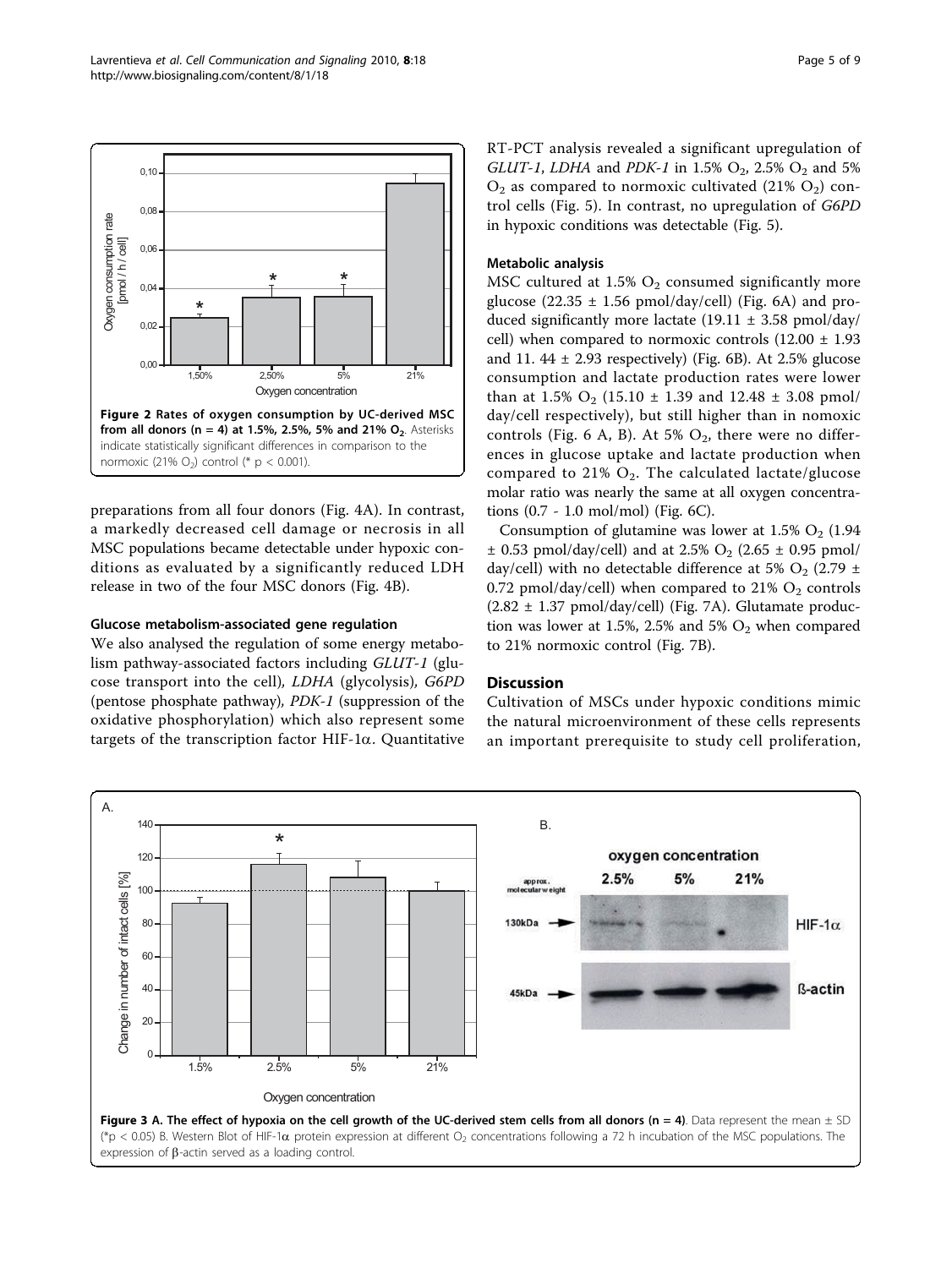Figure 2 Rates of oxygen consumption by UC-derived MSC from all donors (n = 4) at 1.5%, 2.5%, 5% and 21% $O_2$. Asterisks indicate statistically significant differences in comparison to the normoxic (21% $O_2$) control (* $p < 0.001$).

preparations from all four donors (Fig. 4A). In contrast, a markedly decreased cell damage or necrosis in all MSC populations became detectable under hypoxic conditions as evaluated by a significantly reduced LDH release in two of the four MSC donors (Fig. 4B).

#### Glucose metabolism-associated gene regulation

We also analysed the regulation of some energy metabolism pathway-associated factors including *GLUT-1* (glucose transport into the cell), *LDHA* (glycolysis), *G6PD* (pentose phosphate pathway), *PDK-1* (suppression of the oxidative phosphorylation) which also represent some targets of the transcription factor HIF-1α. Quantitative RT-PCT analysis revealed a significant upregulation of *GLUT-1*, *LDHA* and *PDK-1* in 1.5% $O_2$, 2.5% $O_2$ and 5% $O_2$ as compared to normoxic cultivated (21% $O_2$) control cells (Fig. 5). In contrast, no upregulation of *G6PD* in hypoxic conditions was detectable (Fig. 5).

#### Metabolic analysis

MSC cultured at 1.5% $O_2$ consumed significantly more glucose (22.35 ± 1.56 pmol/day/cell) (Fig. 6A) and produced significantly more lactate (19.11 ± 3.58 pmol/day/cell) when compared to normoxic controls (12.00 ± 1.93 and 11. 44 ± 2.93 respectively) (Fig. 6B). At 2.5% glucose consumption and lactate production rates were lower than at 1.5% $O_2$ (15.10 ± 1.39 and 12.48 ± 3.08 pmol/day/cell respectively), but still higher than in nomoxic controls (Fig. 6 A, B). At 5% $O_2$, there were no differences in glucose uptake and lactate production when compared to 21% $O_2$. The calculated lactate/glucose molar ratio was nearly the same at all oxygen concentrations (0.7 - 1.0 mol/mol) (Fig. 6C).

Consumption of glutamine was lower at 1.5% $O_2$ (1.94 ± 0.53 pmol/day/cell) and at 2.5% $O_2$ (2.65 ± 0.95 pmol/day/cell) with no detectable difference at 5% $O_2$ (2.79 ± 0.72 pmol/day/cell) when compared to 21% $O_2$ controls (2.82 ± 1.37 pmol/day/cell) (Fig. 7A). Glutamate production was lower at 1.5%, 2.5% and 5% $O_2$ when compared to 21% normoxic control (Fig. 7B).

## Discussion

Cultivation of MSCs under hypoxic conditions mimic the natural microenvironment of these cells represents an important prerequisite to study cell proliferation,

Figure 3 A. The effect of hypoxia on the cell growth of the UC-derived stem cells from all donors (n = 4). Data represent the mean ± SD (*$p < 0.05$) B. Western Blot of HIF-1α protein expression at different $O_2$ concentrations following a 72 h incubation of the MSC populations. The expression of β-actin served as a loading control.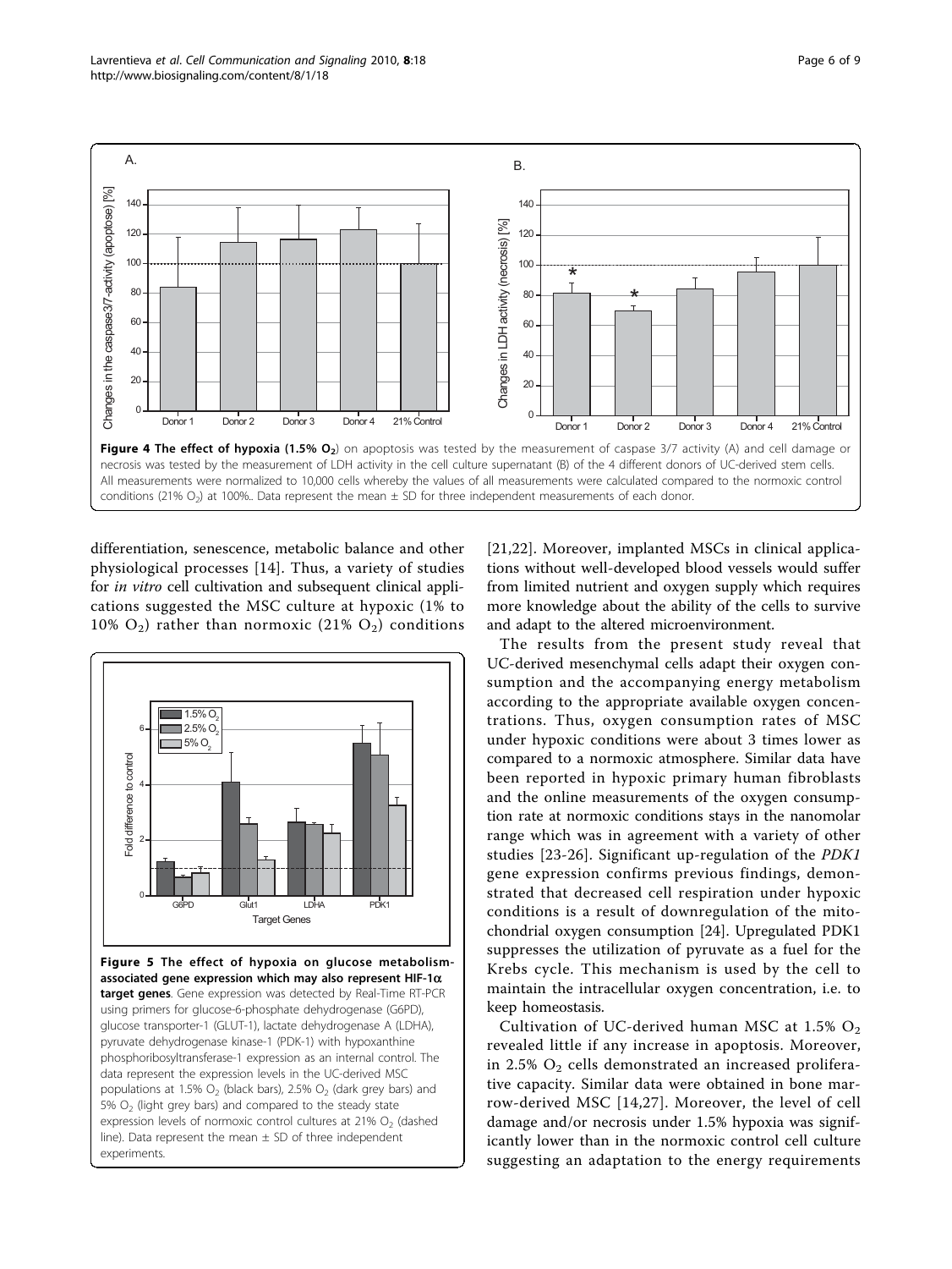Figure 4 The effect of hypoxia (1.5% $O_2$) on apoptosis was tested by the measurement of caspase 3/7 activity (A) and cell damage or necrosis was tested by the measurement of LDH activity in the cell culture supernatant (B) of the 4 different donors of UC-derived stem cells. All measurements were normalized to 10,000 cells whereby the values of all measurements were calculated compared to the normoxic control conditions (21% $O_2$) at 100%.. Data represent the mean ± SD for three independent measurements of each donor.

differentiation, senescence, metabolic balance and other physiological processes [14]. Thus, a variety of studies for *in vitro* cell cultivation and subsequent clinical applications suggested the MSC culture at hypoxic (1% to 10% $O_2$) rather than normoxic (21% $O_2$) conditions [21,22]. Moreover, implanted MSCs in clinical applications without well-developed blood vessels would suffer from limited nutrient and oxygen supply which requires more knowledge about the ability of the cells to survive and adapt to the altered microenvironment.

Figure 5 The effect of hypoxia on glucose metabolism-associated gene expression which may also represent HIF-1α target genes. Gene expression was detected by Real-Time RT-PCR using primers for glucose-6-phosphate dehydrogenase (G6PD), glucose transporter-1 (GLUT-1), lactate dehydrogenase A (LDHA), pyruvate dehydrogenase kinase-1 (PDK-1) with hypoxanthine phosphoribosyltransferase-1 expression as an internal control. The data represent the expression levels in the UC-derived MSC populations at 1.5% $O_2$ (black bars), 2.5% $O_2$ (dark grey bars) and 5% $O_2$ (light grey bars) and compared to the steady state expression levels of normoxic control cultures at 21% $O_2$ (dashed line). Data represent the mean ± SD of three independent experiments.

The results from the present study reveal that UC-derived mesenchymal cells adapt their oxygen consumption and the accompanying energy metabolism according to the appropriate available oxygen concentrations. Thus, oxygen consumption rates of MSC under hypoxic conditions were about 3 times lower as compared to a normoxic atmosphere. Similar data have been reported in hypoxic primary human fibroblasts and the online measurements of the oxygen consumption rate at normoxic conditions stays in the nanomolar range which was in agreement with a variety of other studies [23-26]. Significant up-regulation of the *PDK1* gene expression confirms previous findings, demonstrated that decreased cell respiration under hypoxic conditions is a result of downregulation of the mitochondrial oxygen consumption [24]. Upregulated PDK1 suppresses the utilization of pyruvate as a fuel for the Krebs cycle. This mechanism is used by the cell to maintain the intracellular oxygen concentration, i.e. to keep homeostasis.

Cultivation of UC-derived human MSC at 1.5% $O_2$ revealed little if any increase in apoptosis. Moreover, in 2.5% $O_2$ cells demonstrated an increased proliferative capacity. Similar data were obtained in bone marrow-derived MSC [14,27]. Moreover, the level of cell damage and/or necrosis under 1.5% hypoxia was significantly lower than in the normoxic control cell culture suggesting an adaptation to the energy requirements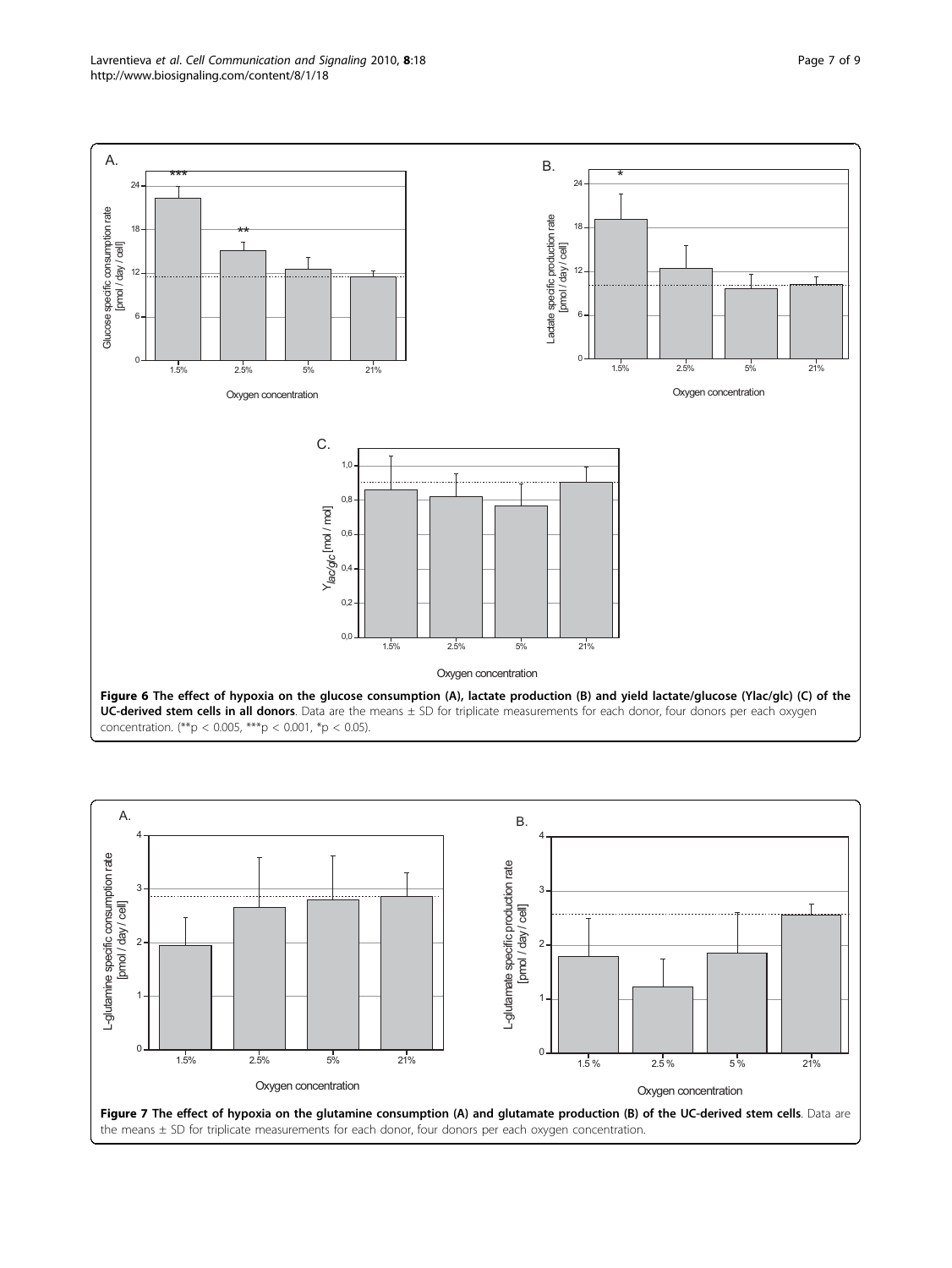**Figure 6 The effect of hypoxia on the glucose consumption (A), lactate production (B) and yield lactate/glucose (Ylac/glc) (C) of the UC-derived stem cells in all donors**. Data are the means ± SD for triplicate measurements for each donor, four donors per each oxygen concentration. (**p < 0.005, ***p < 0.001, *p < 0.05).

**Figure 7 The effect of hypoxia on the glutamine consumption (A) and glutamate production (B) of the UC-derived stem cells**. Data are the means ± SD for triplicate measurements for each donor, four donors per each oxygen concentration.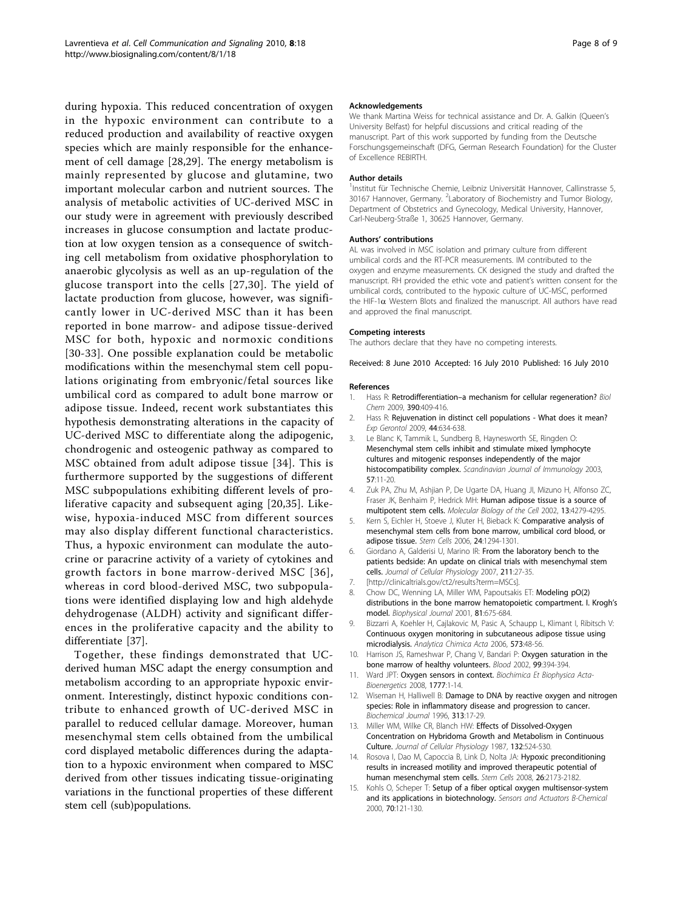during hypoxia. This reduced concentration of oxygen in the hypoxic environment can contribute to a reduced production and availability of reactive oxygen species which are mainly responsible for the enhancement of cell damage [28,29]. The energy metabolism is mainly represented by glucose and glutamine, two important molecular carbon and nutrient sources. The analysis of metabolic activities of UC-derived MSC in our study were in agreement with previously described increases in glucose consumption and lactate production at low oxygen tension as a consequence of switching cell metabolism from oxidative phosphorylation to anaerobic glycolysis as well as an up-regulation of the glucose transport into the cells [27,30]. The yield of lactate production from glucose, however, was significantly lower in UC-derived MSC than it has been reported in bone marrow- and adipose tissue-derived MSC for both, hypoxic and normoxic conditions [30-33]. One possible explanation could be metabolic modifications within the mesenchymal stem cell populations originating from embryonic/fetal sources like umbilical cord as compared to adult bone marrow or adipose tissue. Indeed, recent work substantiates this hypothesis demonstrating alterations in the capacity of UC-derived MSC to differentiate along the adipogenic, chondrogenic and osteogenic pathway as compared to MSC obtained from adult adipose tissue [34]. This is furthermore supported by the suggestions of different MSC subpopulations exhibiting different levels of proliferative capacity and subsequent aging [20,35]. Likewise, hypoxia-induced MSC from different sources may also display different functional characteristics. Thus, a hypoxic environment can modulate the autocrine or paracrine activity of a variety of cytokines and growth factors in bone marrow-derived MSC [36], whereas in cord blood-derived MSC, two subpopulations were identified displaying low and high aldehyde dehydrogenase (ALDH) activity and significant differences in the proliferative capacity and the ability to differentiate [37].

Together, these findings demonstrated that UC-derived human MSC adapt the energy consumption and metabolism according to an appropriate hypoxic environment. Interestingly, distinct hypoxic conditions contribute to enhanced growth of UC-derived MSC in parallel to reduced cellular damage. Moreover, human mesenchymal stem cells obtained from the umbilical cord displayed metabolic differences during the adaptation to a hypoxic environment when compared to MSC derived from other tissues indicating tissue-originating variations in the functional properties of these different stem cell (sub)populations.

#### Acknowledgements

We thank Martina Weiss for technical assistance and Dr. A. Galkin (Queen's University Belfast) for helpful discussions and critical reading of the manuscript. Part of this work supported by funding from the Deutsche Forschungsgemeinschaft (DFG, German Research Foundation) for the Cluster of Excellence REBIRTH.

#### Author details

[1]Institut für Technische Chemie, Leibniz Universität Hannover, Callinstrasse 5, 30167 Hannover, Germany. [2]Laboratory of Biochemistry and Tumor Biology, Department of Obstetrics and Gynecology, Medical University, Hannover, Carl-Neuberg-Straße 1, 30625 Hannover, Germany.

#### Authors' contributions

AL was involved in MSC isolation and primary culture from different umbilical cords and the RT-PCR measurements. IM contributed to the oxygen and enzyme measurements. CK designed the study and drafted the manuscript. RH provided the ethic vote and patient's written consent for the umbilical cords, contributed to the hypoxic culture of UC-MSC, performed the HIF-1α Western Blots and finalized the manuscript. All authors have read and approved the final manuscript.

#### Competing interests

The authors declare that they have no competing interests.

Received: 8 June 2010 Accepted: 16 July 2010 Published: 16 July 2010

#### References

1. Hass R: **Retrodifferentiation–a mechanism for cellular regeneration?** *Biol Chem* 2009, **390**:409-416.
2. Hass R: **Rejuvenation in distinct cell populations - What does it mean?** *Exp Gerontol* 2009, **44**:634-638.
3. Le Blanc K, Tammik L, Sundberg B, Haynesworth SE, Ringden O: **Mesenchymal stem cells inhibit and stimulate mixed lymphocyte cultures and mitogenic responses independently of the major histocompatibility complex.** *Scandinavian Journal of Immunology* 2003, **57**:11-20.
4. Zuk PA, Zhu M, Ashjian P, De Ugarte DA, Huang JI, Mizuno H, Alfonso ZC, Fraser JK, Benhaim P, Hedrick MH: **Human adipose tissue is a source of multipotent stem cells.** *Molecular Biology of the Cell* 2002, **13**:4279-4295.
5. Kern S, Eichler H, Stoeve J, Kluter H, Bieback K: **Comparative analysis of mesenchymal stem cells from bone marrow, umbilical cord blood, or adipose tissue.** *Stem Cells* 2006, **24**:1294-1301.
6. Giordano A, Galderisi U, Marino IR: **From the laboratory bench to the patients bedside: An update on clinical trials with mesenchymal stem cells.** *Journal of Cellular Physiology* 2007, **211**:27-35.
7. [http://clinicaltrials.gov/ct2/results?term=MSCs].
8. Chow DC, Wenning LA, Miller WM, Papoutsakis ET: **Modeling pO(2) distributions in the bone marrow hematopoietic compartment. I. Krogh's model.** *Biophysical Journal* 2001, **81**:675-684.
9. Bizzarri A, Koehler H, Cajlakovic M, Pasic A, Schaupp L, Klimant I, Ribitsch V: **Continuous oxygen monitoring in subcutaneous adipose tissue using microdialysis.** *Analytica Chimica Acta* 2006, **573**:48-56.
10. Harrison JS, Rameshwar P, Chang V, Bandari P: **Oxygen saturation in the bone marrow of healthy volunteers.** *Blood* 2002, **99**:394-394.
11. Ward JPT: **Oxygen sensors in context.** *Biochimica Et Biophysica Acta-Bioenergetics* 2008, **1777**:1-14.
12. Wiseman H, Halliwell B: **Damage to DNA by reactive oxygen and nitrogen species: Role in inflammatory disease and progression to cancer.** *Biochemical Journal* 1996, **313**:17-29.
13. Miller WM, Wilke CR, Blanch HW: **Effects of Dissolved-Oxygen Concentration on Hybridoma Growth and Metabolism in Continuous Culture.** *Journal of Cellular Physiology* 1987, **132**:524-530.
14. Rosova I, Dao M, Capoccia B, Link D, Nolta JA: **Hypoxic preconditioning results in increased motility and improved therapeutic potential of human mesenchymal stem cells.** *Stem Cells* 2008, **26**:2173-2182.
15. Kohls O, Scheper T: **Setup of a fiber optical oxygen multisensor-system and its applications in biotechnology.** *Sensors and Actuators B-Chemical* 2000, **70**:121-130.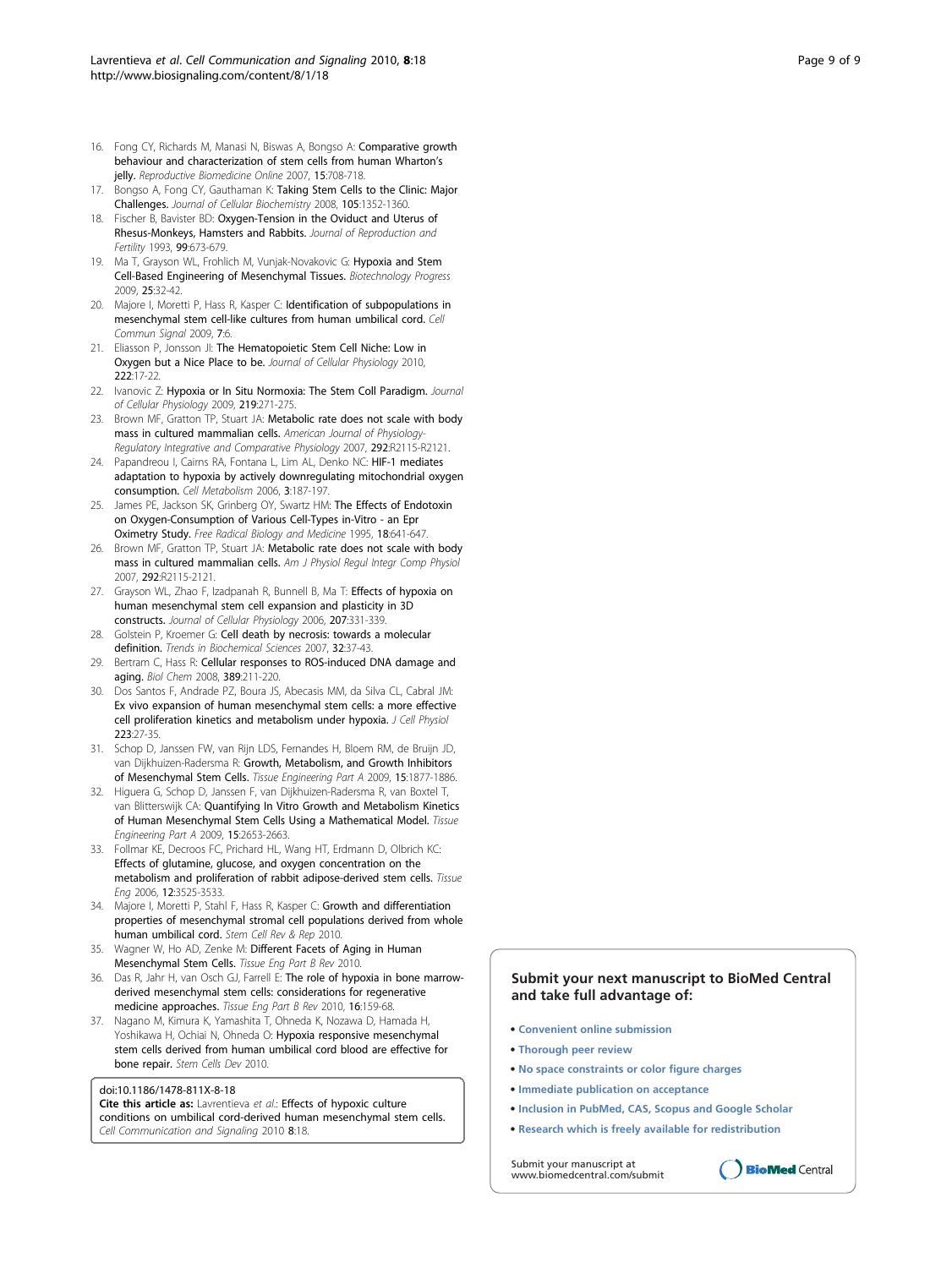16. Fong CY, Richards M, Manasi N, Biswas A, Bongso A: **Comparative growth behaviour and characterization of stem cells from human Wharton's jelly.** *Reproductive Biomedicine Online* 2007, **15**:708-718.
17. Bongso A, Fong CY, Gauthaman K: **Taking Stem Cells to the Clinic: Major Challenges.** *Journal of Cellular Biochemistry* 2008, **105**:1352-1360.
18. Fischer B, Bavister BD: **Oxygen-Tension in the Oviduct and Uterus of Rhesus-Monkeys, Hamsters and Rabbits.** *Journal of Reproduction and Fertility* 1993, **99**:673-679.
19. Ma T, Grayson WL, Frohlich M, Vunjak-Novakovic G: **Hypoxia and Stem Cell-Based Engineering of Mesenchymal Tissues.** *Biotechnology Progress* 2009, **25**:32-42.
20. Majore I, Moretti P, Hass R, Kasper C: **Identification of subpopulations in mesenchymal stem cell-like cultures from human umbilical cord.** *Cell Commun Signal* 2009, **7**:6.
21. Eliasson P, Jonsson JI: **The Hematopoietic Stem Cell Niche: Low in Oxygen but a Nice Place to be.** *Journal of Cellular Physiology* 2010, **222**:17-22.
22. Ivanovic Z: **Hypoxia or In Situ Normoxia: The Stem Coll Paradigm.** *Journal of Cellular Physiology* 2009, **219**:271-275.
23. Brown MF, Gratton TP, Stuart JA: **Metabolic rate does not scale with body mass in cultured mammalian cells.** *American Journal of Physiology-Regulatory Integrative and Comparative Physiology* 2007, **292**:R2115-R2121.
24. Papandreou I, Cairns RA, Fontana L, Lim AL, Denko NC: **HIF-1 mediates adaptation to hypoxia by actively downregulating mitochondrial oxygen consumption.** *Cell Metabolism* 2006, **3**:187-197.
25. James PE, Jackson SK, Grinberg OY, Swartz HM: **The Effects of Endotoxin on Oxygen-Consumption of Various Cell-Types in-Vitro - an Epr Oximetry Study.** *Free Radical Biology and Medicine* 1995, **18**:641-647.
26. Brown MF, Gratton TP, Stuart JA: **Metabolic rate does not scale with body mass in cultured mammalian cells.** *Am J Physiol Regul Integr Comp Physiol* 2007, **292**:R2115-2121.
27. Grayson WL, Zhao F, Izadpanah R, Bunnell B, Ma T: **Effects of hypoxia on human mesenchymal stem cell expansion and plasticity in 3D constructs.** *Journal of Cellular Physiology* 2006, **207**:331-339.
28. Golstein P, Kroemer G: **Cell death by necrosis: towards a molecular definition.** *Trends in Biochemical Sciences* 2007, **32**:37-43.
29. Bertram C, Hass R: **Cellular responses to ROS-induced DNA damage and aging.** *Biol Chem* 2008, **389**:211-220.
30. Dos Santos F, Andrade PZ, Boura JS, Abecasis MM, da Silva CL, Cabral JM: **Ex vivo expansion of human mesenchymal stem cells: a more effective cell proliferation kinetics and metabolism under hypoxia.** *J Cell Physiol* **223**:27-35.
31. Schop D, Janssen FW, van Rijn LDS, Fernandes H, Bloem RM, de Bruijn JD, van Dijkhuizen-Radersma R: **Growth, Metabolism, and Growth Inhibitors of Mesenchymal Stem Cells.** *Tissue Engineering Part A* 2009, **15**:1877-1886.
32. Higuera G, Schop D, Janssen F, van Dijkhuizen-Radersma R, van Boxtel T, van Blitterswijk CA: **Quantifying In Vitro Growth and Metabolism Kinetics of Human Mesenchymal Stem Cells Using a Mathematical Model.** *Tissue Engineering Part A* 2009, **15**:2653-2663.
33. Follmar KE, Decroos FC, Prichard HL, Wang HT, Erdmann D, Olbrich KC: **Effects of glutamine, glucose, and oxygen concentration on the metabolism and proliferation of rabbit adipose-derived stem cells.** *Tissue Eng* 2006, **12**:3525-3533.
34. Majore I, Moretti P, Stahl F, Hass R, Kasper C: **Growth and differentiation properties of mesenchymal stromal cell populations derived from whole human umbilical cord.** *Stem Cell Rev & Rep* 2010.
35. Wagner W, Ho AD, Zenke M: **Different Facets of Aging in Human Mesenchymal Stem Cells.** *Tissue Eng Part B Rev* 2010.
36. Das R, Jahr H, van Osch GJ, Farrell E: **The role of hypoxia in bone marrow-derived mesenchymal stem cells: considerations for regenerative medicine approaches.** *Tissue Eng Part B Rev* 2010, **16**:159-68.
37. Nagano M, Kimura K, Yamashita T, Ohneda K, Nozawa D, Hamada H, Yoshikawa H, Ochiai N, Ohneda O: **Hypoxia responsive mesenchymal stem cells derived from human umbilical cord blood are effective for bone repair.** *Stem Cells Dev* 2010.

doi:10.1186/1478-811X-8-18

**Cite this article as:** Lavrentieva *et al.*: Effects of hypoxic culture conditions on umbilical cord-derived human mesenchymal stem cells. *Cell Communication and Signaling* 2010 **8**:18.

**Submit your next manuscript to BioMed Central and take full advantage of:**

- Convenient online submission
- Thorough peer review
- No space constraints or color figure charges
- Immediate publication on acceptance
- Inclusion in PubMed, CAS, Scopus and Google Scholar
- Research which is freely available for redistribution

Submit your manuscript at www.biomedcentral.com/submit

BioMed Central